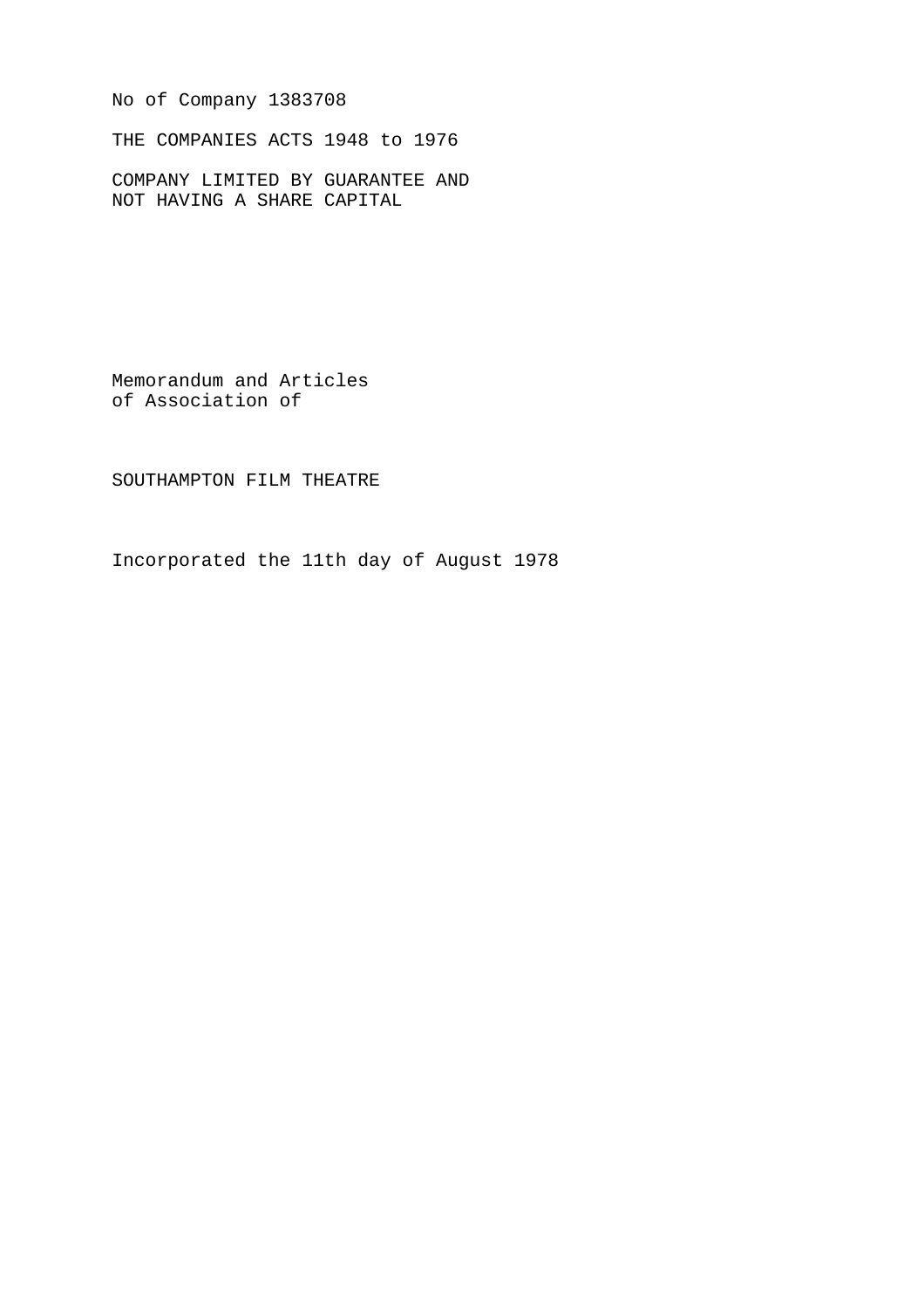No of Company 1383708

THE COMPANIES ACTS 1948 to 1976

COMPANY LIMITED BY GUARANTEE AND
NOT HAVING A SHARE CAPITAL

Memorandum and Articles
of Association of

# SOUTHAMPTON FILM THEATRE

Incorporated the 11th day of August 1978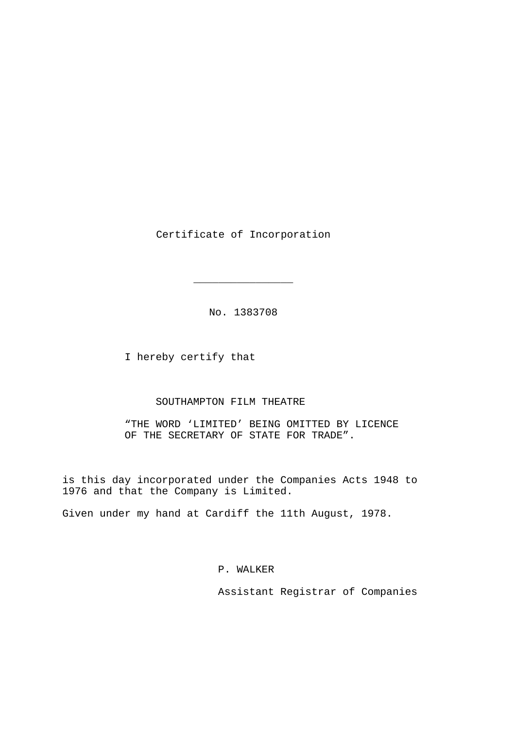# Certificate of Incorporation

---

No. 1383708

I hereby certify that

SOUTHAMPTON FILM THEATRE

“THE WORD ‘LIMITED’ BEING OMITTED BY LICENCE OF THE SECRETARY OF STATE FOR TRADE”.

is this day incorporated under the Companies Acts 1948 to 1976 and that the Company is Limited.

Given under my hand at Cardiff the 11th August, 1978.

P. WALKER

Assistant Registrar of Companies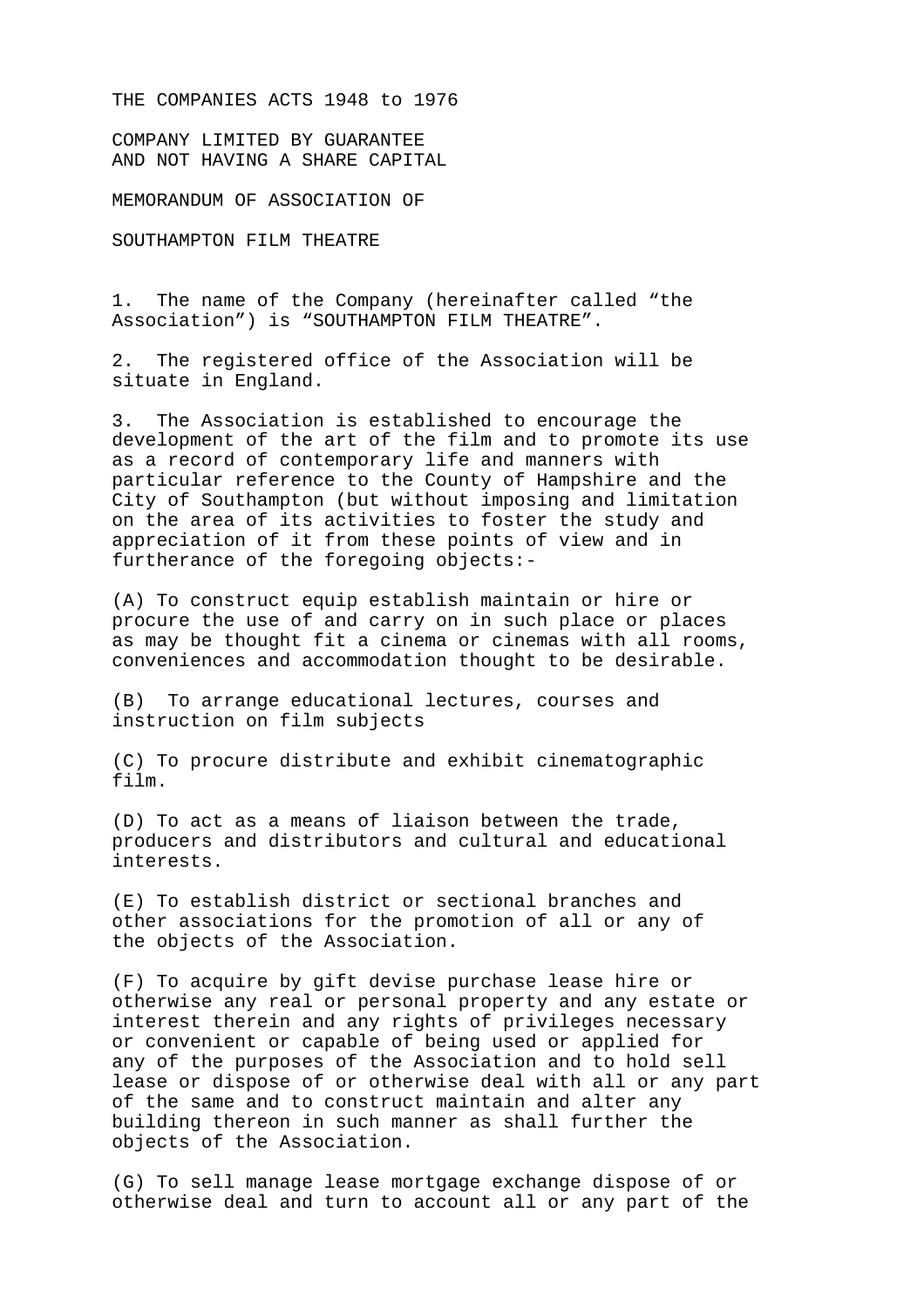THE COMPANIES ACTS 1948 to 1976

COMPANY LIMITED BY GUARANTEE
AND NOT HAVING A SHARE CAPITAL

MEMORANDUM OF ASSOCIATION OF

SOUTHAMPTON FILM THEATRE

1. The name of the Company (hereinafter called "the Association") is "SOUTHAMPTON FILM THEATRE".

2. The registered office of the Association will be situate in England.

3. The Association is established to encourage the development of the art of the film and to promote its use as a record of contemporary life and manners with particular reference to the County of Hampshire and the City of Southampton (but without imposing and limitation on the area of its activities to foster the study and appreciation of it from these points of view and in furtherance of the foregoing objects:-

(A) To construct equip establish maintain or hire or procure the use of and carry on in such place or places as may be thought fit a cinema or cinemas with all rooms, conveniences and accommodation thought to be desirable.

(B) To arrange educational lectures, courses and instruction on film subjects

(C) To procure distribute and exhibit cinematographic film.

(D) To act as a means of liaison between the trade, producers and distributors and cultural and educational interests.

(E) To establish district or sectional branches and other associations for the promotion of all or any of the objects of the Association.

(F) To acquire by gift devise purchase lease hire or otherwise any real or personal property and any estate or interest therein and any rights of privileges necessary or convenient or capable of being used or applied for any of the purposes of the Association and to hold sell lease or dispose of or otherwise deal with all or any part of the same and to construct maintain and alter any building thereon in such manner as shall further the objects of the Association.

(G) To sell manage lease mortgage exchange dispose of or otherwise deal and turn to account all or any part of the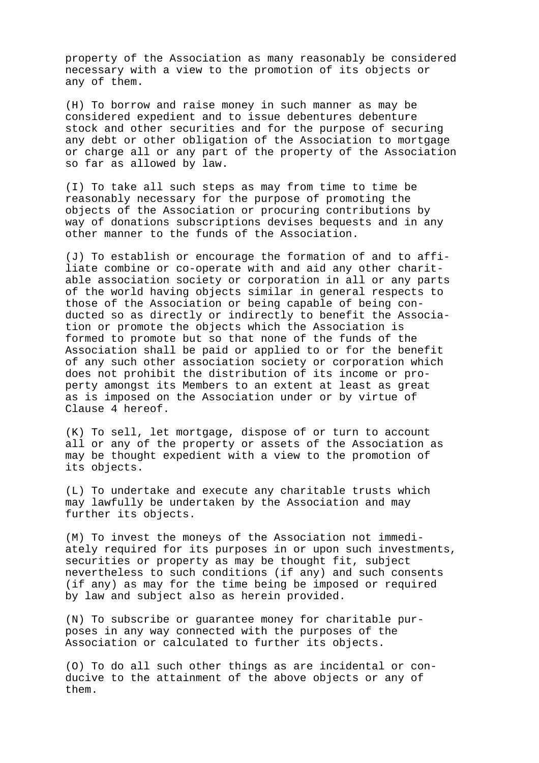property of the Association as many reasonably be considered necessary with a view to the promotion of its objects or any of them.

(H) To borrow and raise money in such manner as may be considered expedient and to issue debentures debenture stock and other securities and for the purpose of securing any debt or other obligation of the Association to mortgage or charge all or any part of the property of the Association so far as allowed by law.

(I) To take all such steps as may from time to time be reasonably necessary for the purpose of promoting the objects of the Association or procuring contributions by way of donations subscriptions devises bequests and in any other manner to the funds of the Association.

(J) To establish or encourage the formation of and to affiliate combine or co-operate with and aid any other charitable association society or corporation in all or any parts of the world having objects similar in general respects to those of the Association or being capable of being conducted so as directly or indirectly to benefit the Association or promote the objects which the Association is formed to promote but so that none of the funds of the Association shall be paid or applied to or for the benefit of any such other association society or corporation which does not prohibit the distribution of its income or property amongst its Members to an extent at least as great as is imposed on the Association under or by virtue of Clause 4 hereof.

(K) To sell, let mortgage, dispose of or turn to account all or any of the property or assets of the Association as may be thought expedient with a view to the promotion of its objects.

(L) To undertake and execute any charitable trusts which may lawfully be undertaken by the Association and may further its objects.

(M) To invest the moneys of the Association not immediately required for its purposes in or upon such investments, securities or property as may be thought fit, subject nevertheless to such conditions (if any) and such consents (if any) as may for the time being be imposed or required by law and subject also as herein provided.

(N) To subscribe or guarantee money for charitable purposes in any way connected with the purposes of the Association or calculated to further its objects.

(O) To do all such other things as are incidental or conducive to the attainment of the above objects or any of them.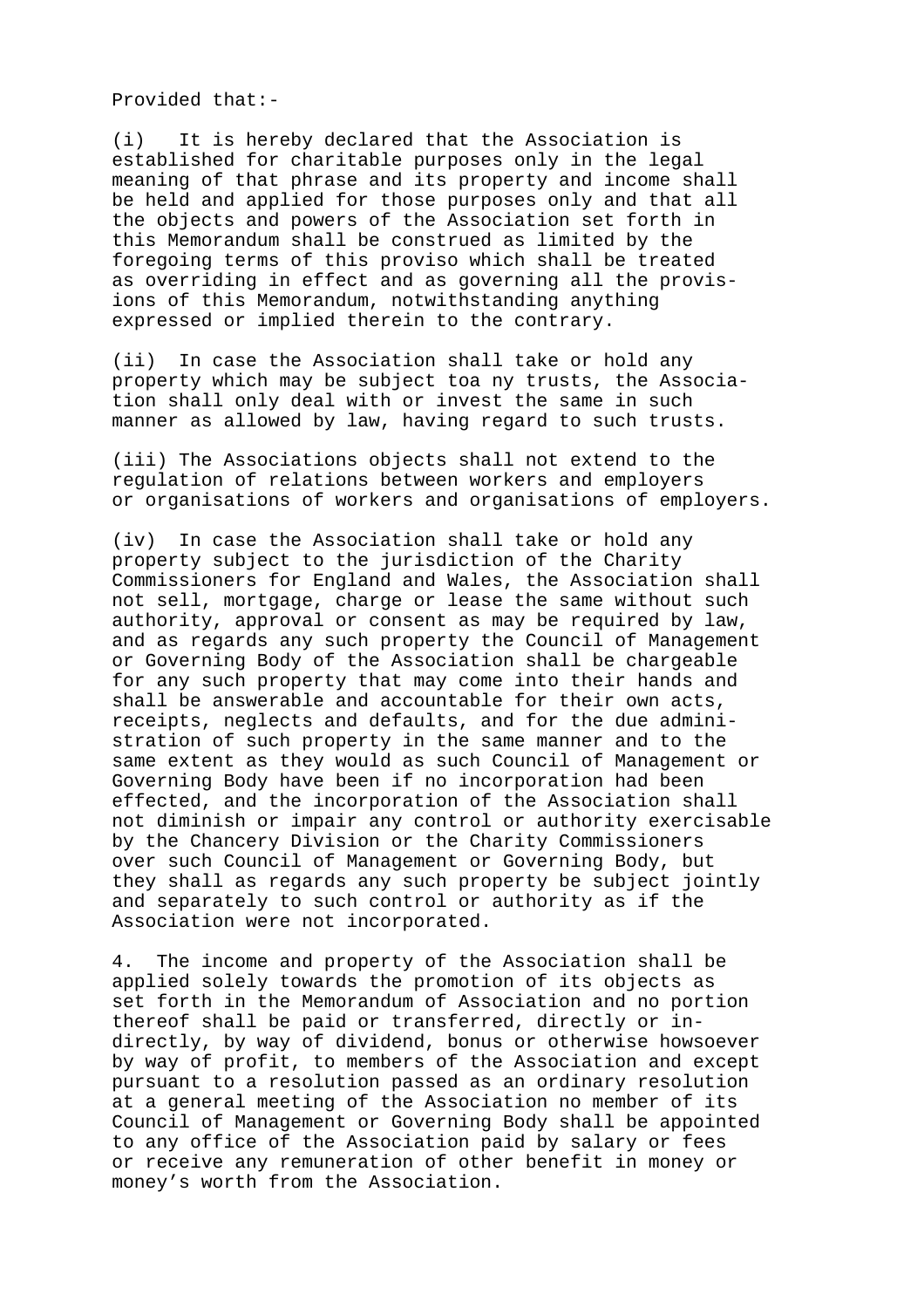Provided that:-

(i) It is hereby declared that the Association is established for charitable purposes only in the legal meaning of that phrase and its property and income shall be held and applied for those purposes only and that all the objects and powers of the Association set forth in this Memorandum shall be construed as limited by the foregoing terms of this proviso which shall be treated as overriding in effect and as governing all the provisions of this Memorandum, notwithstanding anything expressed or implied therein to the contrary.

(ii) In case the Association shall take or hold any property which may be subject toa ny trusts, the Association shall only deal with or invest the same in such manner as allowed by law, having regard to such trusts.

(iii) The Associations objects shall not extend to the regulation of relations between workers and employers or organisations of workers and organisations of employers.

(iv) In case the Association shall take or hold any property subject to the jurisdiction of the Charity Commissioners for England and Wales, the Association shall not sell, mortgage, charge or lease the same without such authority, approval or consent as may be required by law, and as regards any such property the Council of Management or Governing Body of the Association shall be chargeable for any such property that may come into their hands and shall be answerable and accountable for their own acts, receipts, neglects and defaults, and for the due administration of such property in the same manner and to the same extent as they would as such Council of Management or Governing Body have been if no incorporation had been effected, and the incorporation of the Association shall not diminish or impair any control or authority exercisable by the Chancery Division or the Charity Commissioners over such Council of Management or Governing Body, but they shall as regards any such property be subject jointly and separately to such control or authority as if the Association were not incorporated.

4. The income and property of the Association shall be applied solely towards the promotion of its objects as set forth in the Memorandum of Association and no portion thereof shall be paid or transferred, directly or indirectly, by way of dividend, bonus or otherwise howsoever by way of profit, to members of the Association and except pursuant to a resolution passed as an ordinary resolution at a general meeting of the Association no member of its Council of Management or Governing Body shall be appointed to any office of the Association paid by salary or fees or receive any remuneration of other benefit in money or money's worth from the Association.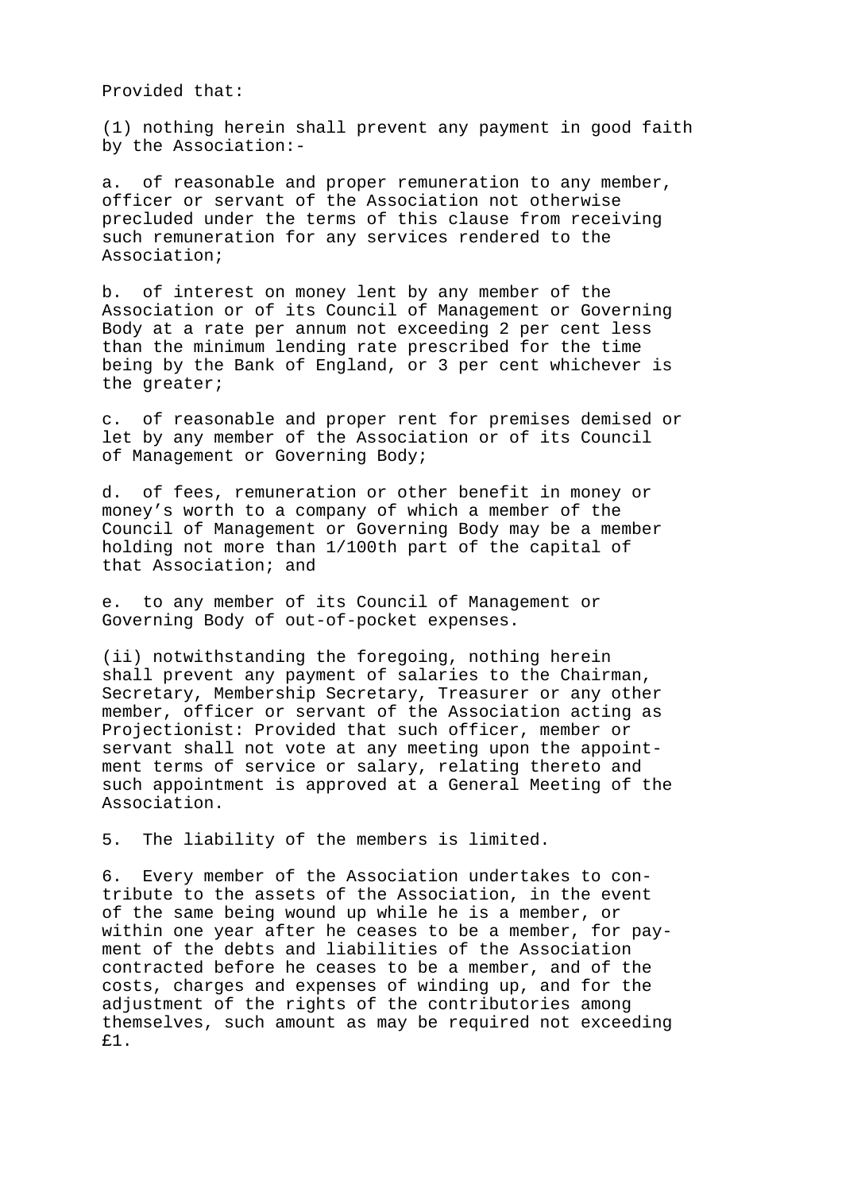Provided that:

(1) nothing herein shall prevent any payment in good faith by the Association:-

a. of reasonable and proper remuneration to any member, officer or servant of the Association not otherwise precluded under the terms of this clause from receiving such remuneration for any services rendered to the Association;

b. of interest on money lent by any member of the Association or of its Council of Management or Governing Body at a rate per annum not exceeding 2 per cent less than the minimum lending rate prescribed for the time being by the Bank of England, or 3 per cent whichever is the greater;

c. of reasonable and proper rent for premises demised or let by any member of the Association or of its Council of Management or Governing Body;

d. of fees, remuneration or other benefit in money or money's worth to a company of which a member of the Council of Management or Governing Body may be a member holding not more than 1/100th part of the capital of that Association; and

e. to any member of its Council of Management or Governing Body of out-of-pocket expenses.

(ii) notwithstanding the foregoing, nothing herein shall prevent any payment of salaries to the Chairman, Secretary, Membership Secretary, Treasurer or any other member, officer or servant of the Association acting as Projectionist: Provided that such officer, member or servant shall not vote at any meeting upon the appointment terms of service or salary, relating thereto and such appointment is approved at a General Meeting of the Association.

5. The liability of the members is limited.

6. Every member of the Association undertakes to contribute to the assets of the Association, in the event of the same being wound up while he is a member, or within one year after he ceases to be a member, for payment of the debts and liabilities of the Association contracted before he ceases to be a member, and of the costs, charges and expenses of winding up, and for the adjustment of the rights of the contributories among themselves, such amount as may be required not exceeding £1.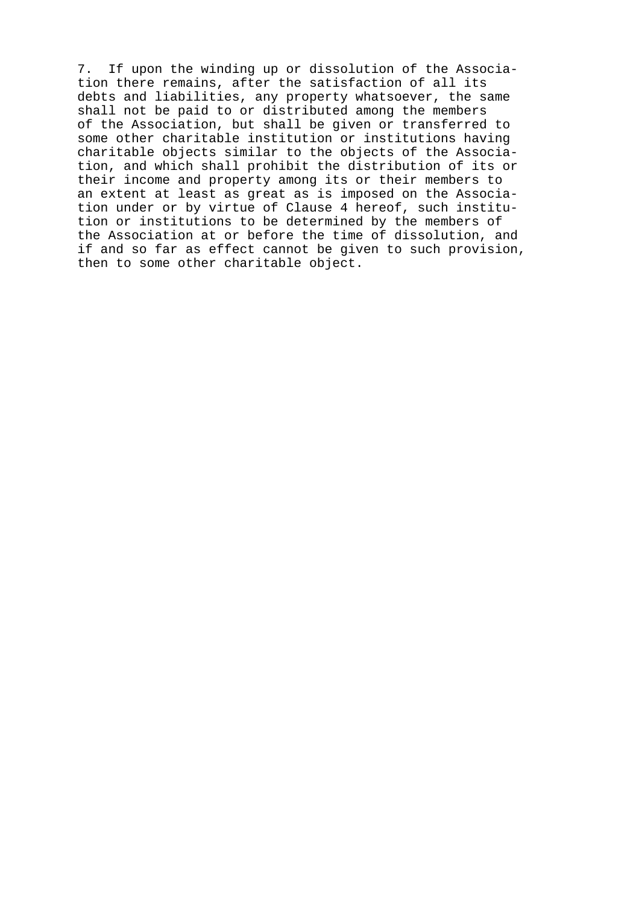7. If upon the winding up or dissolution of the Association there remains, after the satisfaction of all its debts and liabilities, any property whatsoever, the same shall not be paid to or distributed among the members of the Association, but shall be given or transferred to some other charitable institution or institutions having charitable objects similar to the objects of the Association, and which shall prohibit the distribution of its or their income and property among its or their members to an extent at least as great as is imposed on the Association under or by virtue of Clause 4 hereof, such institution or institutions to be determined by the members of the Association at or before the time of dissolution, and if and so far as effect cannot be given to such provision, then to some other charitable object.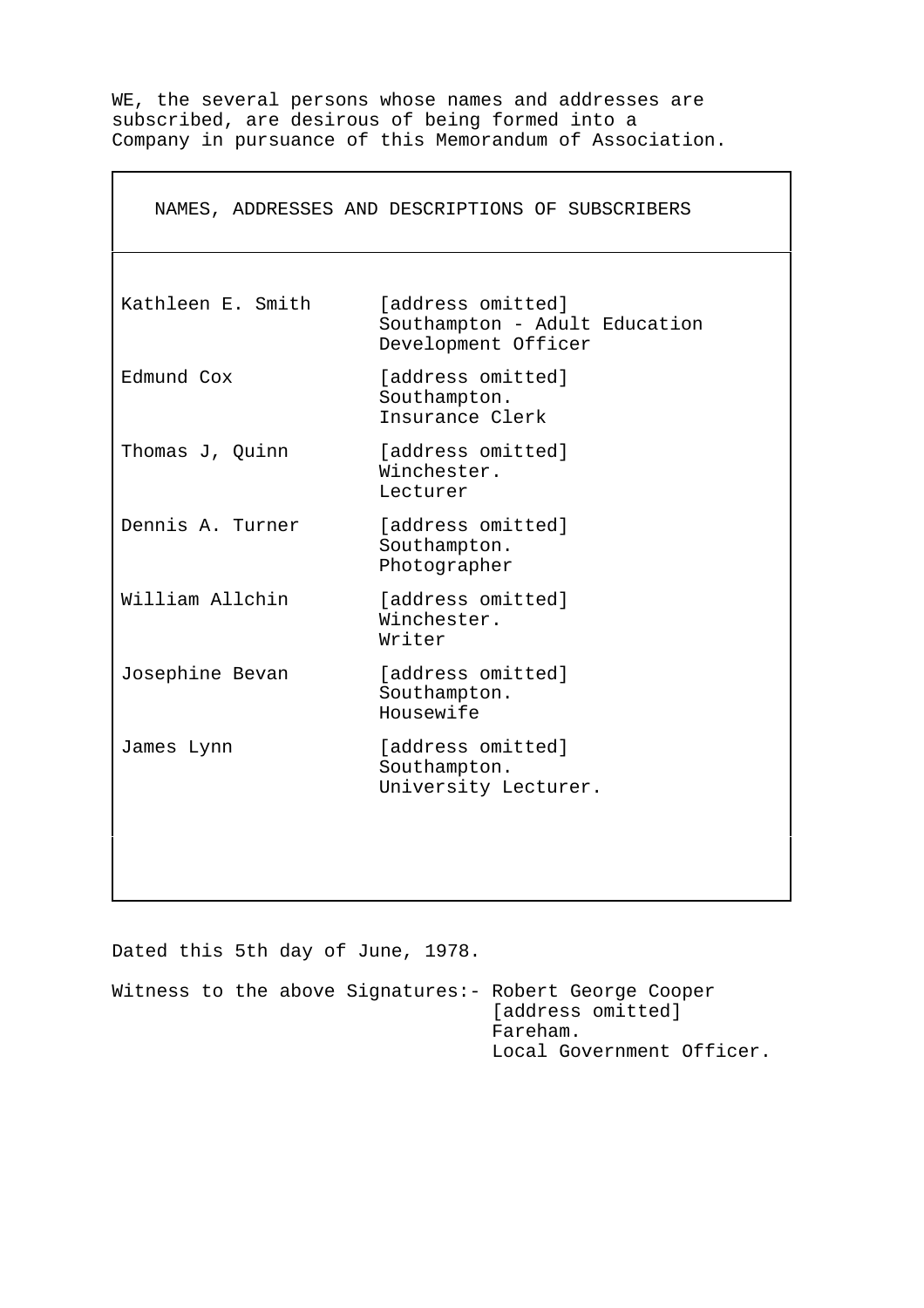WE, the several persons whose names and addresses are subscribed, are desirous of being formed into a Company in pursuance of this Memorandum of Association.

| NAMES, ADDRESSES AND DESCRIPTIONS OF SUBSCRIBERS | |
|---|---|
| Kathleen E. Smith | [address omitted] Southampton - Adult Education Development Officer |
| Edmund Cox | [address omitted] Southampton. Insurance Clerk |
| Thomas J, Quinn | [address omitted] Winchester. Lecturer |
| Dennis A. Turner | [address omitted] Southampton. Photographer |
| William Allchin | [address omitted] Winchester. Writer |
| Josephine Bevan | [address omitted] Southampton. Housewife |
| James Lynn | [address omitted] Southampton. University Lecturer. |

Dated this 5th day of June, 1978.

Witness to the above Signatures:- Robert George Cooper
[address omitted]
Fareham.
Local Government Officer.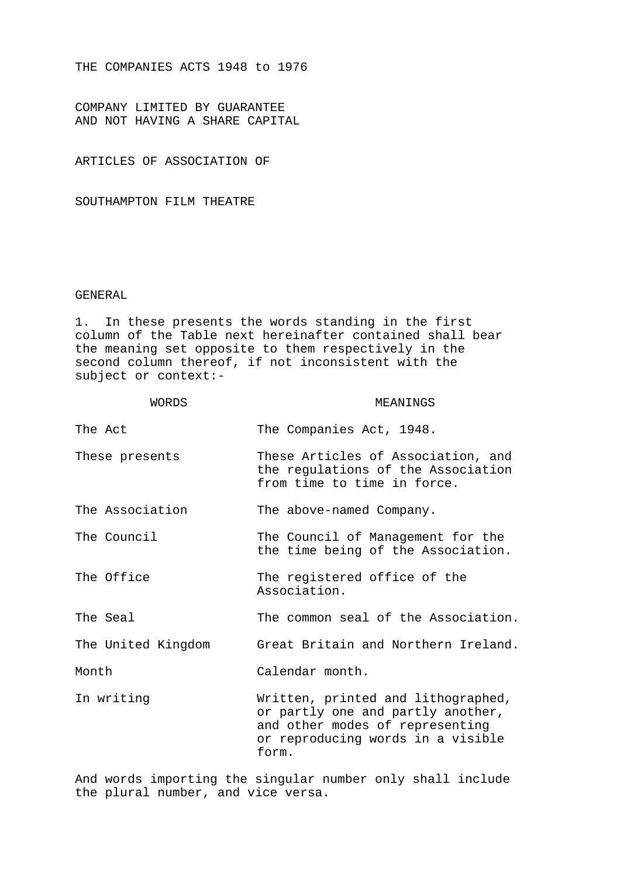THE COMPANIES ACTS 1948 to 1976

COMPANY LIMITED BY GUARANTEE
AND NOT HAVING A SHARE CAPITAL

# ARTICLES OF ASSOCIATION OF

# SOUTHAMPTON FILM THEATRE

## GENERAL

1. In these presents the words standing in the first column of the Table next hereinafter contained shall bear the meaning set opposite to them respectively in the second column thereof, if not inconsistent with the subject or context:-

| WORDS | MEANINGS |
| --- | --- |
| The Act | The Companies Act, 1948. |
| These presents | These Articles of Association, and the regulations of the Association from time to time in force. |
| The Association | The above-named Company. |
| The Council | The Council of Management for the the time being of the Association. |
| The Office | The registered office of the Association. |
| The Seal | The common seal of the Association. |
| The United Kingdom | Great Britain and Northern Ireland. |
| Month | Calendar month. |
| In writing | Written, printed and lithographed, or partly one and partly another, and other modes of representing or reproducing words in a visible form. |

And words importing the singular number only shall include the plural number, and vice versa.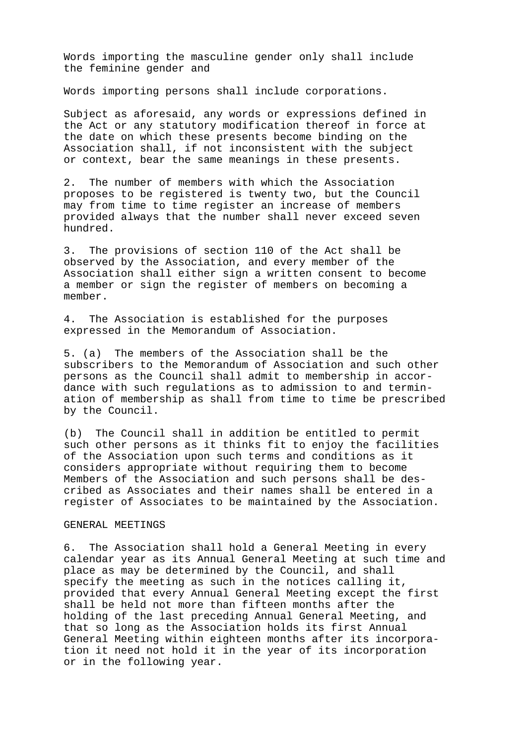Words importing the masculine gender only shall include the feminine gender and

Words importing persons shall include corporations.

Subject as aforesaid, any words or expressions defined in the Act or any statutory modification thereof in force at the date on which these presents become binding on the Association shall, if not inconsistent with the subject or context, bear the same meanings in these presents.

2. The number of members with which the Association proposes to be registered is twenty two, but the Council may from time to time register an increase of members provided always that the number shall never exceed seven hundred.

3. The provisions of section 110 of the Act shall be observed by the Association, and every member of the Association shall either sign a written consent to become a member or sign the register of members on becoming a member.

4. The Association is established for the purposes expressed in the Memorandum of Association.

5. (a) The members of the Association shall be the subscribers to the Memorandum of Association and such other persons as the Council shall admit to membership in accordance with such regulations as to admission to and termination of membership as shall from time to time be prescribed by the Council.

(b) The Council shall in addition be entitled to permit such other persons as it thinks fit to enjoy the facilities of the Association upon such terms and conditions as it considers appropriate without requiring them to become Members of the Association and such persons shall be described as Associates and their names shall be entered in a register of Associates to be maintained by the Association.

## GENERAL MEETINGS

6. The Association shall hold a General Meeting in every calendar year as its Annual General Meeting at such time and place as may be determined by the Council, and shall specify the meeting as such in the notices calling it, provided that every Annual General Meeting except the first shall be held not more than fifteen months after the holding of the last preceding Annual General Meeting, and that so long as the Association holds its first Annual General Meeting within eighteen months after its incorporation it need not hold it in the year of its incorporation or in the following year.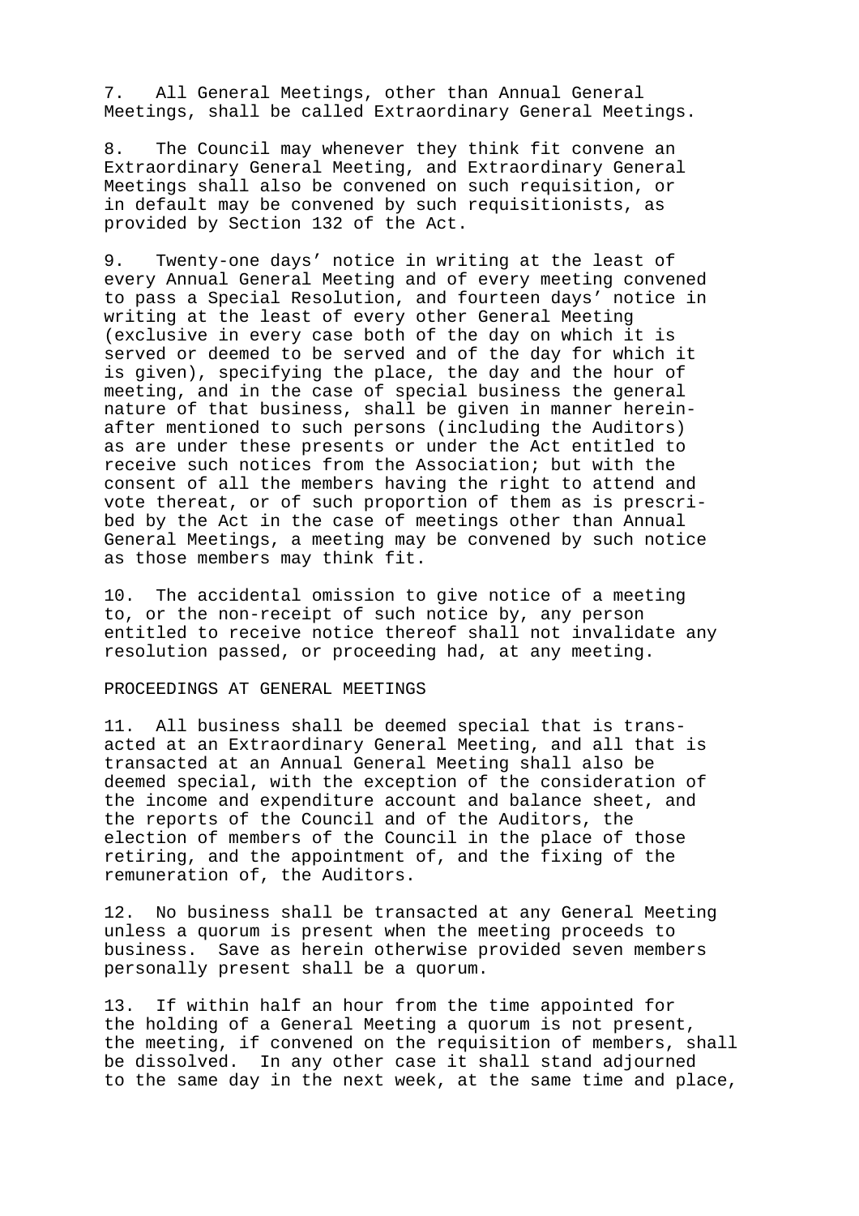7. All General Meetings, other than Annual General Meetings, shall be called Extraordinary General Meetings.

8. The Council may whenever they think fit convene an Extraordinary General Meeting, and Extraordinary General Meetings shall also be convened on such requisition, or in default may be convened by such requisitionists, as provided by Section 132 of the Act.

9. Twenty-one days' notice in writing at the least of every Annual General Meeting and of every meeting convened to pass a Special Resolution, and fourteen days' notice in writing at the least of every other General Meeting (exclusive in every case both of the day on which it is served or deemed to be served and of the day for which it is given), specifying the place, the day and the hour of meeting, and in the case of special business the general nature of that business, shall be given in manner hereinafter mentioned to such persons (including the Auditors) as are under these presents or under the Act entitled to receive such notices from the Association; but with the consent of all the members having the right to attend and vote thereat, or of such proportion of them as is prescribed by the Act in the case of meetings other than Annual General Meetings, a meeting may be convened by such notice as those members may think fit.

10. The accidental omission to give notice of a meeting to, or the non-receipt of such notice by, any person entitled to receive notice thereof shall not invalidate any resolution passed, or proceeding had, at any meeting.

## PROCEEDINGS AT GENERAL MEETINGS

11. All business shall be deemed special that is transacted at an Extraordinary General Meeting, and all that is transacted at an Annual General Meeting shall also be deemed special, with the exception of the consideration of the income and expenditure account and balance sheet, and the reports of the Council and of the Auditors, the election of members of the Council in the place of those retiring, and the appointment of, and the fixing of the remuneration of, the Auditors.

12. No business shall be transacted at any General Meeting unless a quorum is present when the meeting proceeds to business. Save as herein otherwise provided seven members personally present shall be a quorum.

13. If within half an hour from the time appointed for the holding of a General Meeting a quorum is not present, the meeting, if convened on the requisition of members, shall be dissolved. In any other case it shall stand adjourned to the same day in the next week, at the same time and place,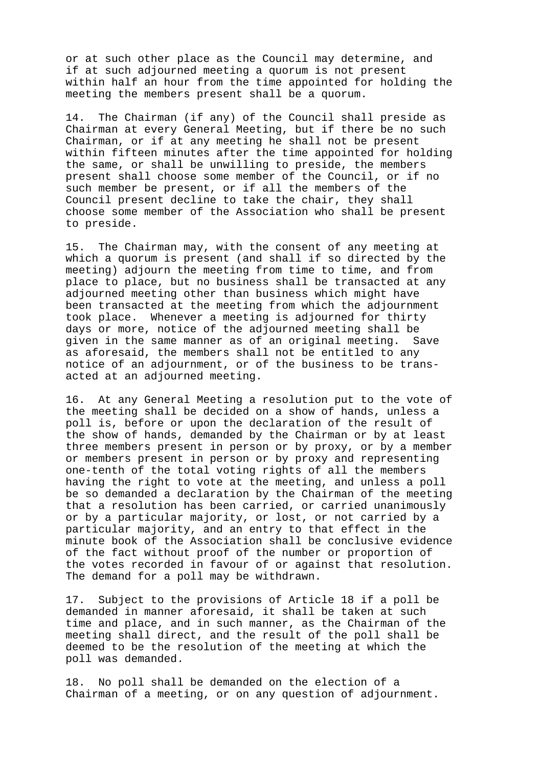or at such other place as the Council may determine, and if at such adjourned meeting a quorum is not present within half an hour from the time appointed for holding the meeting the members present shall be a quorum.

14. The Chairman (if any) of the Council shall preside as Chairman at every General Meeting, but if there be no such Chairman, or if at any meeting he shall not be present within fifteen minutes after the time appointed for holding the same, or shall be unwilling to preside, the members present shall choose some member of the Council, or if no such member be present, or if all the members of the Council present decline to take the chair, they shall choose some member of the Association who shall be present to preside.

15. The Chairman may, with the consent of any meeting at which a quorum is present (and shall if so directed by the meeting) adjourn the meeting from time to time, and from place to place, but no business shall be transacted at any adjourned meeting other than business which might have been transacted at the meeting from which the adjournment took place. Whenever a meeting is adjourned for thirty days or more, notice of the adjourned meeting shall be given in the same manner as of an original meeting. Save as aforesaid, the members shall not be entitled to any notice of an adjournment, or of the business to be transacted at an adjourned meeting.

16. At any General Meeting a resolution put to the vote of the meeting shall be decided on a show of hands, unless a poll is, before or upon the declaration of the result of the show of hands, demanded by the Chairman or by at least three members present in person or by proxy, or by a member or members present in person or by proxy and representing one-tenth of the total voting rights of all the members having the right to vote at the meeting, and unless a poll be so demanded a declaration by the Chairman of the meeting that a resolution has been carried, or carried unanimously or by a particular majority, or lost, or not carried by a particular majority, and an entry to that effect in the minute book of the Association shall be conclusive evidence of the fact without proof of the number or proportion of the votes recorded in favour of or against that resolution. The demand for a poll may be withdrawn.

17. Subject to the provisions of Article 18 if a poll be demanded in manner aforesaid, it shall be taken at such time and place, and in such manner, as the Chairman of the meeting shall direct, and the result of the poll shall be deemed to be the resolution of the meeting at which the poll was demanded.

18. No poll shall be demanded on the election of a Chairman of a meeting, or on any question of adjournment.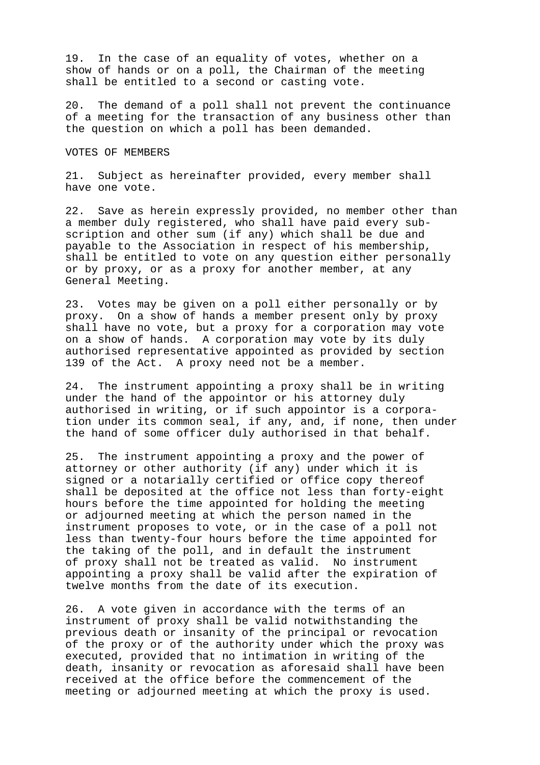19. In the case of an equality of votes, whether on a show of hands or on a poll, the Chairman of the meeting shall be entitled to a second or casting vote.

20. The demand of a poll shall not prevent the continuance of a meeting for the transaction of any business other than the question on which a poll has been demanded.

## VOTES OF MEMBERS

21. Subject as hereinafter provided, every member shall have one vote.

22. Save as herein expressly provided, no member other than a member duly registered, who shall have paid every subscription and other sum (if any) which shall be due and payable to the Association in respect of his membership, shall be entitled to vote on any question either personally or by proxy, or as a proxy for another member, at any General Meeting.

23. Votes may be given on a poll either personally or by proxy. On a show of hands a member present only by proxy shall have no vote, but a proxy for a corporation may vote on a show of hands. A corporation may vote by its duly authorised representative appointed as provided by section 139 of the Act. A proxy need not be a member.

24. The instrument appointing a proxy shall be in writing under the hand of the appointor or his attorney duly authorised in writing, or if such appointor is a corporation under its common seal, if any, and, if none, then under the hand of some officer duly authorised in that behalf.

25. The instrument appointing a proxy and the power of attorney or other authority (if any) under which it is signed or a notarially certified or office copy thereof shall be deposited at the office not less than forty-eight hours before the time appointed for holding the meeting or adjourned meeting at which the person named in the instrument proposes to vote, or in the case of a poll not less than twenty-four hours before the time appointed for the taking of the poll, and in default the instrument of proxy shall not be treated as valid. No instrument appointing a proxy shall be valid after the expiration of twelve months from the date of its execution.

26. A vote given in accordance with the terms of an instrument of proxy shall be valid notwithstanding the previous death or insanity of the principal or revocation of the proxy or of the authority under which the proxy was executed, provided that no intimation in writing of the death, insanity or revocation as aforesaid shall have been received at the office before the commencement of the meeting or adjourned meeting at which the proxy is used.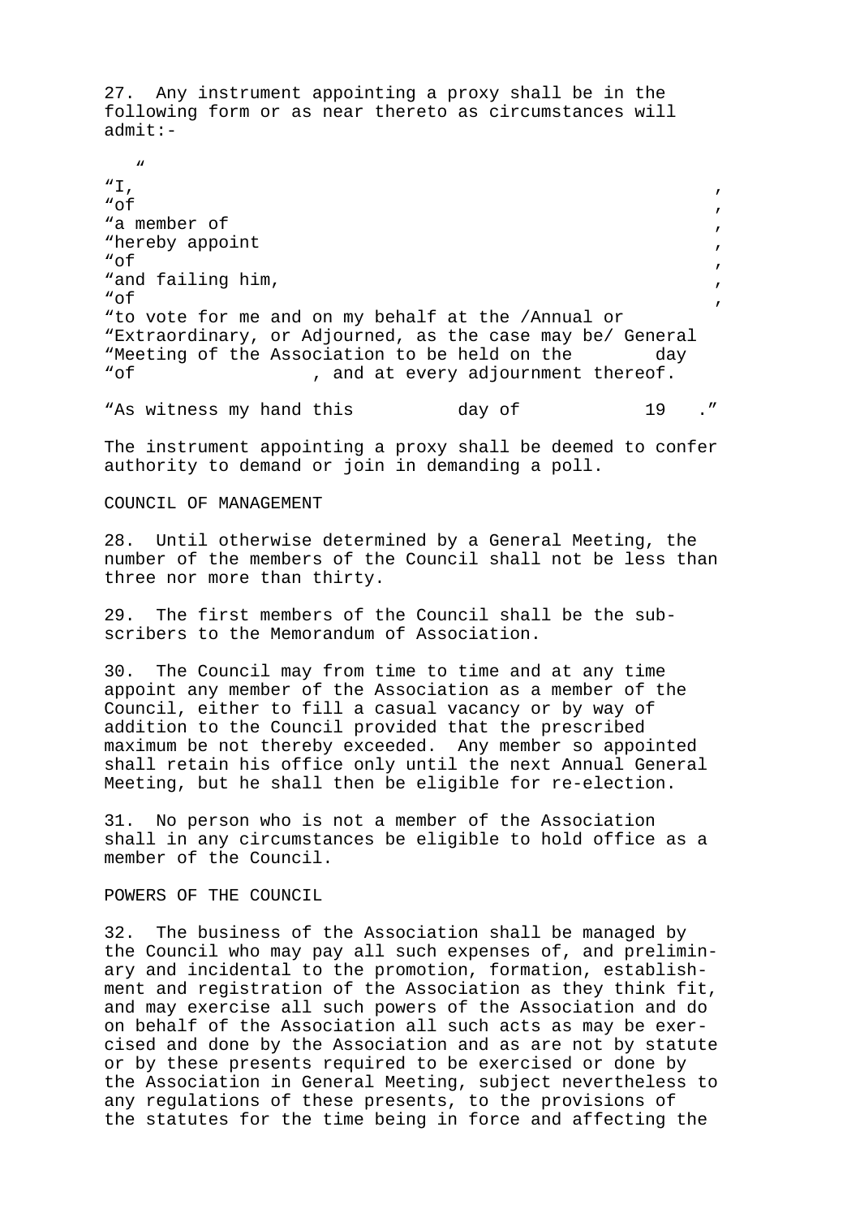27. Any instrument appointing a proxy shall be in the following form or as near thereto as circumstances will admit:-

"

"I, ,
"of ,
"a member of ,
"hereby appoint ,
"of ,
"and failing him, ,
"of ,
"to vote for me and on my behalf at the /Annual or
"Extraordinary, or Adjourned, as the case may be/ General
"Meeting of the Association to be held on the day
"of , and at every adjournment thereof.

"As witness my hand this day of 19 ."

The instrument appointing a proxy shall be deemed to confer authority to demand or join in demanding a poll.

COUNCIL OF MANAGEMENT

28. Until otherwise determined by a General Meeting, the number of the members of the Council shall not be less than three nor more than thirty.

29. The first members of the Council shall be the subscribers to the Memorandum of Association.

30. The Council may from time to time and at any time appoint any member of the Association as a member of the Council, either to fill a casual vacancy or by way of addition to the Council provided that the prescribed maximum be not thereby exceeded. Any member so appointed shall retain his office only until the next Annual General Meeting, but he shall then be eligible for re-election.

31. No person who is not a member of the Association shall in any circumstances be eligible to hold office as a member of the Council.

POWERS OF THE COUNCIL

32. The business of the Association shall be managed by the Council who may pay all such expenses of, and preliminary and incidental to the promotion, formation, establishment and registration of the Association as they think fit, and may exercise all such powers of the Association and do on behalf of the Association all such acts as may be exercised and done by the Association and as are not by statute or by these presents required to be exercised or done by the Association in General Meeting, subject nevertheless to any regulations of these presents, to the provisions of the statutes for the time being in force and affecting the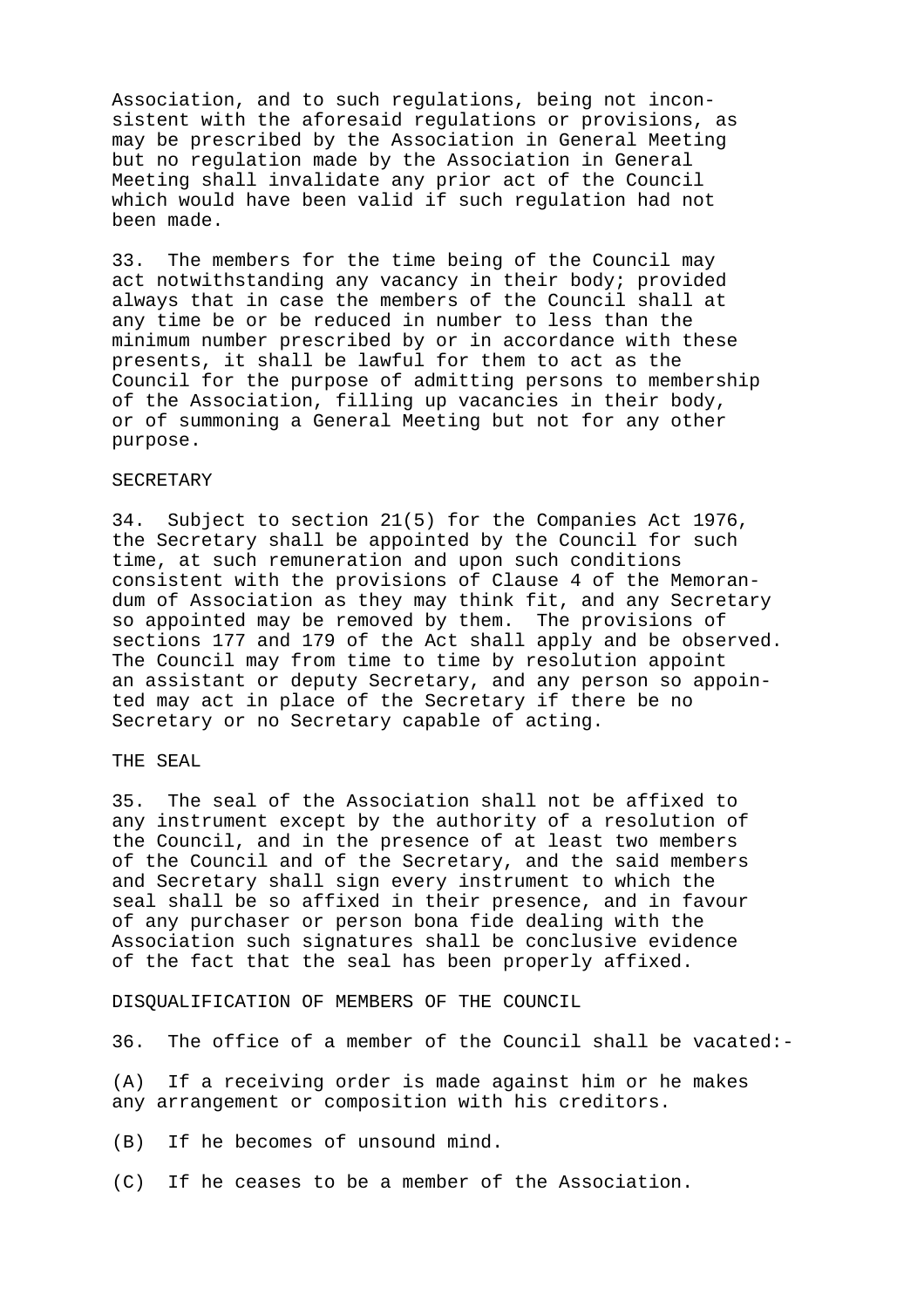Association, and to such regulations, being not inconsistent with the aforesaid regulations or provisions, as may be prescribed by the Association in General Meeting but no regulation made by the Association in General Meeting shall invalidate any prior act of the Council which would have been valid if such regulation had not been made.

33. The members for the time being of the Council may act notwithstanding any vacancy in their body; provided always that in case the members of the Council shall at any time be or be reduced in number to less than the minimum number prescribed by or in accordance with these presents, it shall be lawful for them to act as the Council for the purpose of admitting persons to membership of the Association, filling up vacancies in their body, or of summoning a General Meeting but not for any other purpose.

## SECRETARY

34. Subject to section 21(5) for the Companies Act 1976, the Secretary shall be appointed by the Council for such time, at such remuneration and upon such conditions consistent with the provisions of Clause 4 of the Memorandum of Association as they may think fit, and any Secretary so appointed may be removed by them. The provisions of sections 177 and 179 of the Act shall apply and be observed. The Council may from time to time by resolution appoint an assistant or deputy Secretary, and any person so appointed may act in place of the Secretary if there be no Secretary or no Secretary capable of acting.

## THE SEAL

35. The seal of the Association shall not be affixed to any instrument except by the authority of a resolution of the Council, and in the presence of at least two members of the Council and of the Secretary, and the said members and Secretary shall sign every instrument to which the seal shall be so affixed in their presence, and in favour of any purchaser or person bona fide dealing with the Association such signatures shall be conclusive evidence of the fact that the seal has been properly affixed.

## DISQUALIFICATION OF MEMBERS OF THE COUNCIL

36. The office of a member of the Council shall be vacated:-

(A) If a receiving order is made against him or he makes any arrangement or composition with his creditors.

(B) If he becomes of unsound mind.

(C) If he ceases to be a member of the Association.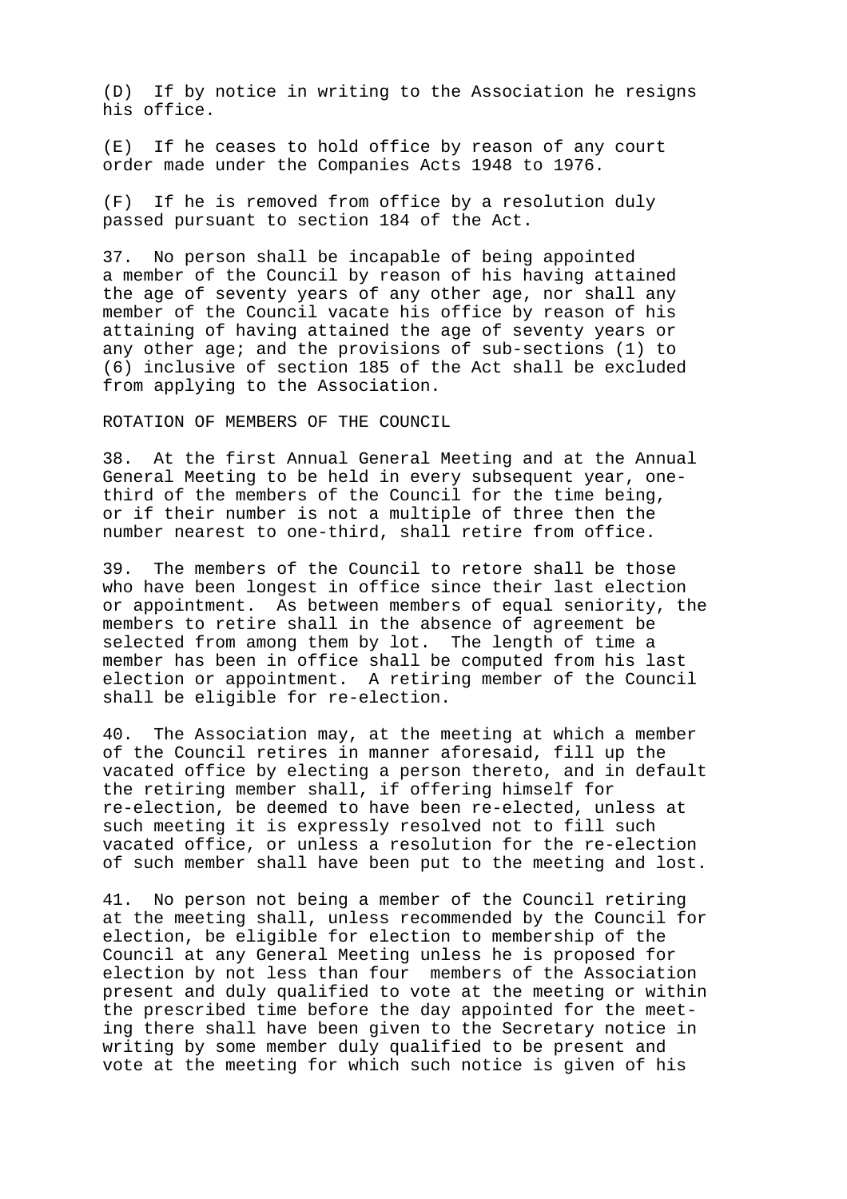(D) If by notice in writing to the Association he resigns his office.

(E) If he ceases to hold office by reason of any court order made under the Companies Acts 1948 to 1976.

(F) If he is removed from office by a resolution duly passed pursuant to section 184 of the Act.

37. No person shall be incapable of being appointed a member of the Council by reason of his having attained the age of seventy years of any other age, nor shall any member of the Council vacate his office by reason of his attaining of having attained the age of seventy years or any other age; and the provisions of sub-sections (1) to (6) inclusive of section 185 of the Act shall be excluded from applying to the Association.

ROTATION OF MEMBERS OF THE COUNCIL

38. At the first Annual General Meeting and at the Annual General Meeting to be held in every subsequent year, one-third of the members of the Council for the time being, or if their number is not a multiple of three then the number nearest to one-third, shall retire from office.

39. The members of the Council to retore shall be those who have been longest in office since their last election or appointment. As between members of equal seniority, the members to retire shall in the absence of agreement be selected from among them by lot. The length of time a member has been in office shall be computed from his last election or appointment. A retiring member of the Council shall be eligible for re-election.

40. The Association may, at the meeting at which a member of the Council retires in manner aforesaid, fill up the vacated office by electing a person thereto, and in default the retiring member shall, if offering himself for re-election, be deemed to have been re-elected, unless at such meeting it is expressly resolved not to fill such vacated office, or unless a resolution for the re-election of such member shall have been put to the meeting and lost.

41. No person not being a member of the Council retiring at the meeting shall, unless recommended by the Council for election, be eligible for election to membership of the Council at any General Meeting unless he is proposed for election by not less than four members of the Association present and duly qualified to vote at the meeting or within the prescribed time before the day appointed for the meeting there shall have been given to the Secretary notice in writing by some member duly qualified to be present and vote at the meeting for which such notice is given of his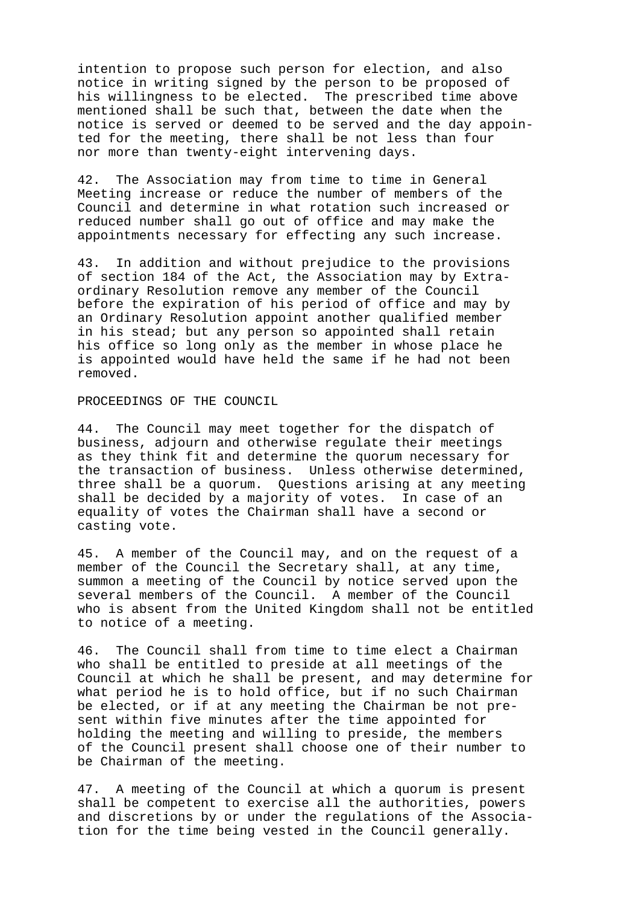intention to propose such person for election, and also notice in writing signed by the person to be proposed of his willingness to be elected. The prescribed time above mentioned shall be such that, between the date when the notice is served or deemed to be served and the day appointed for the meeting, there shall be not less than four nor more than twenty-eight intervening days.

42. The Association may from time to time in General Meeting increase or reduce the number of members of the Council and determine in what rotation such increased or reduced number shall go out of office and may make the appointments necessary for effecting any such increase.

43. In addition and without prejudice to the provisions of section 184 of the Act, the Association may by Extraordinary Resolution remove any member of the Council before the expiration of his period of office and may by an Ordinary Resolution appoint another qualified member in his stead; but any person so appointed shall retain his office so long only as the member in whose place he is appointed would have held the same if he had not been removed.

## PROCEEDINGS OF THE COUNCIL

44. The Council may meet together for the dispatch of business, adjourn and otherwise regulate their meetings as they think fit and determine the quorum necessary for the transaction of business. Unless otherwise determined, three shall be a quorum. Questions arising at any meeting shall be decided by a majority of votes. In case of an equality of votes the Chairman shall have a second or casting vote.

45. A member of the Council may, and on the request of a member of the Council the Secretary shall, at any time, summon a meeting of the Council by notice served upon the several members of the Council. A member of the Council who is absent from the United Kingdom shall not be entitled to notice of a meeting.

46. The Council shall from time to time elect a Chairman who shall be entitled to preside at all meetings of the Council at which he shall be present, and may determine for what period he is to hold office, but if no such Chairman be elected, or if at any meeting the Chairman be not present within five minutes after the time appointed for holding the meeting and willing to preside, the members of the Council present shall choose one of their number to be Chairman of the meeting.

47. A meeting of the Council at which a quorum is present shall be competent to exercise all the authorities, powers and discretions by or under the regulations of the Association for the time being vested in the Council generally.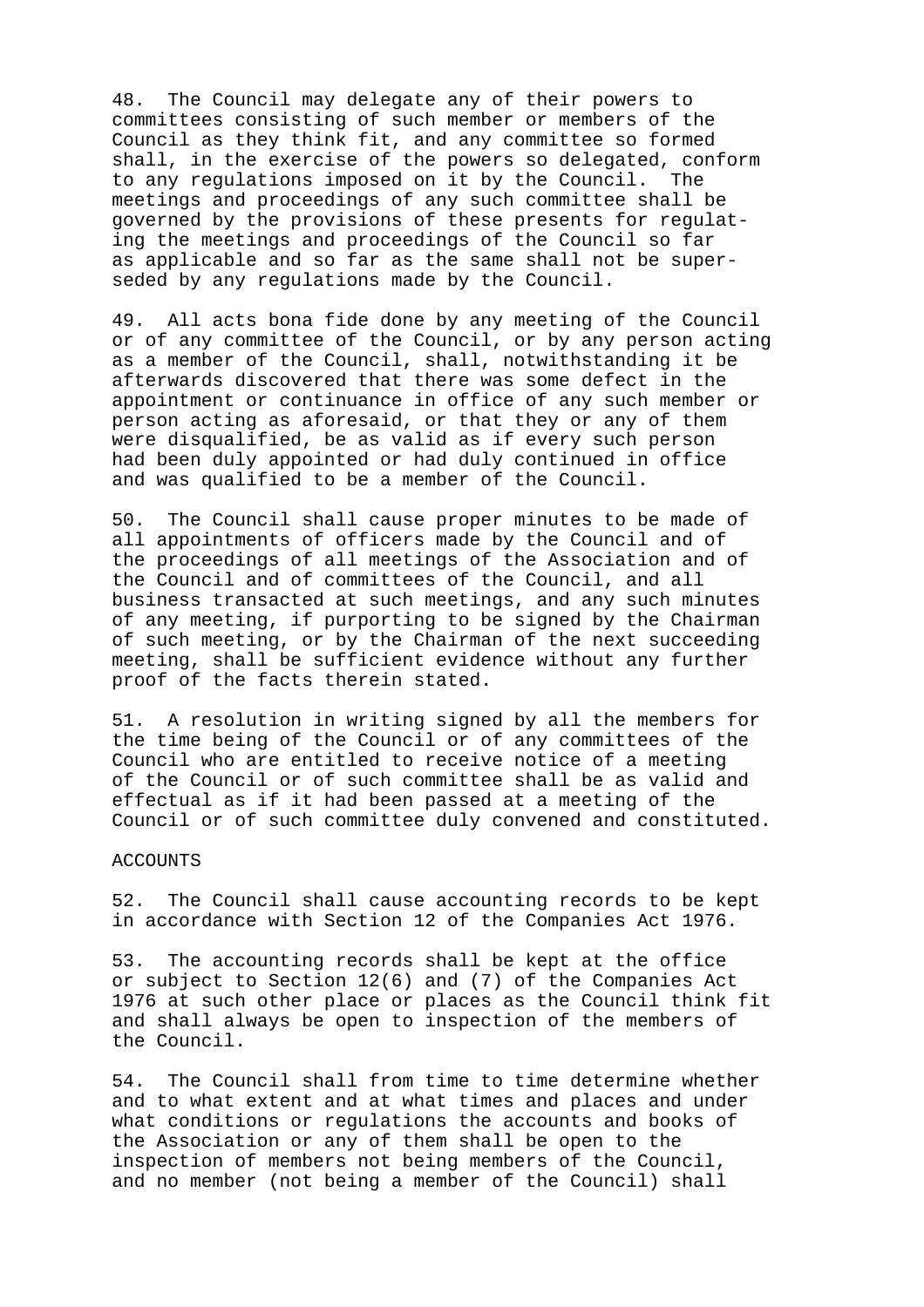48. The Council may delegate any of their powers to committees consisting of such member or members of the Council as they think fit, and any committee so formed shall, in the exercise of the powers so delegated, conform to any regulations imposed on it by the Council. The meetings and proceedings of any such committee shall be governed by the provisions of these presents for regulating the meetings and proceedings of the Council so far as applicable and so far as the same shall not be superseded by any regulations made by the Council.

49. All acts bona fide done by any meeting of the Council or of any committee of the Council, or by any person acting as a member of the Council, shall, notwithstanding it be afterwards discovered that there was some defect in the appointment or continuance in office of any such member or person acting as aforesaid, or that they or any of them were disqualified, be as valid as if every such person had been duly appointed or had duly continued in office and was qualified to be a member of the Council.

50. The Council shall cause proper minutes to be made of all appointments of officers made by the Council and of the proceedings of all meetings of the Association and of the Council and of committees of the Council, and all business transacted at such meetings, and any such minutes of any meeting, if purporting to be signed by the Chairman of such meeting, or by the Chairman of the next succeeding meeting, shall be sufficient evidence without any further proof of the facts therein stated.

51. A resolution in writing signed by all the members for the time being of the Council or of any committees of the Council who are entitled to receive notice of a meeting of the Council or of such committee shall be as valid and effectual as if it had been passed at a meeting of the Council or of such committee duly convened and constituted.

## ACCOUNTS

52. The Council shall cause accounting records to be kept in accordance with Section 12 of the Companies Act 1976.

53. The accounting records shall be kept at the office or subject to Section 12(6) and (7) of the Companies Act 1976 at such other place or places as the Council think fit and shall always be open to inspection of the members of the Council.

54. The Council shall from time to time determine whether and to what extent and at what times and places and under what conditions or regulations the accounts and books of the Association or any of them shall be open to the inspection of members not being members of the Council, and no member (not being a member of the Council) shall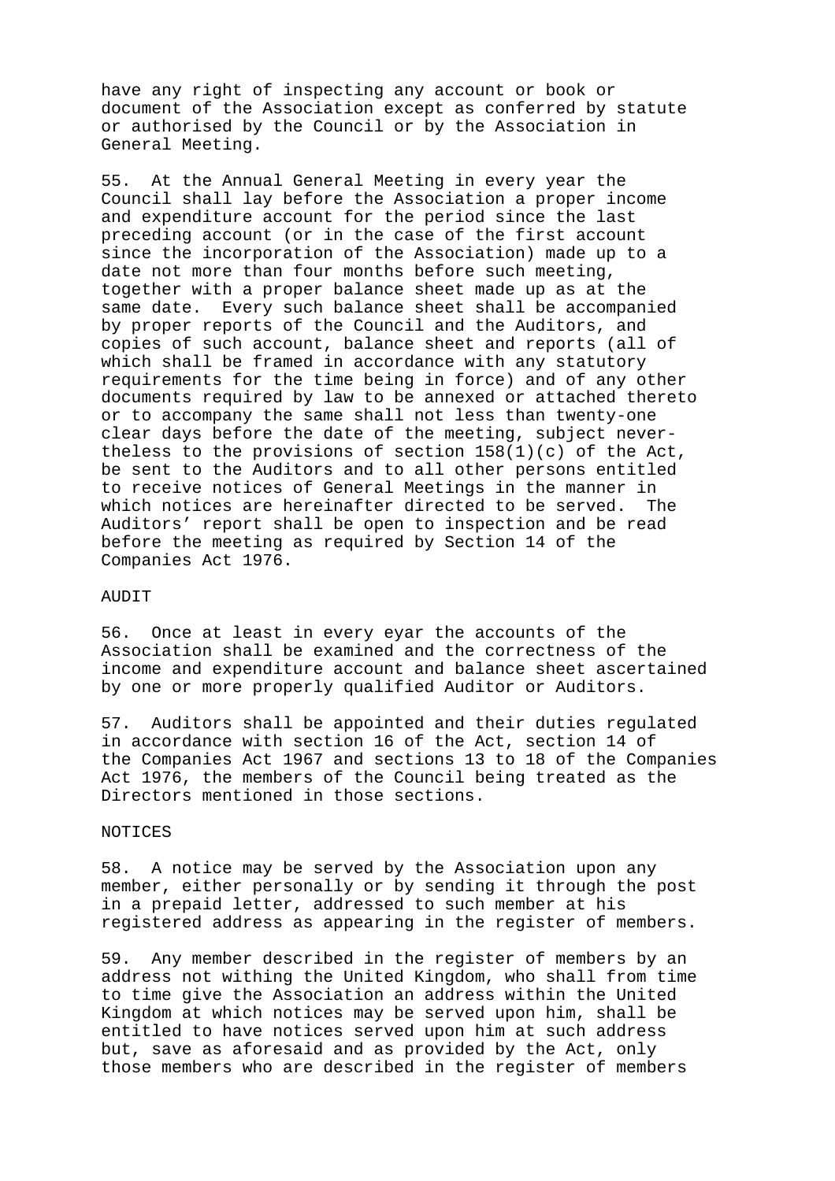have any right of inspecting any account or book or document of the Association except as conferred by statute or authorised by the Council or by the Association in General Meeting.

55. At the Annual General Meeting in every year the Council shall lay before the Association a proper income and expenditure account for the period since the last preceding account (or in the case of the first account since the incorporation of the Association) made up to a date not more than four months before such meeting, together with a proper balance sheet made up as at the same date. Every such balance sheet shall be accompanied by proper reports of the Council and the Auditors, and copies of such account, balance sheet and reports (all of which shall be framed in accordance with any statutory requirements for the time being in force) and of any other documents required by law to be annexed or attached thereto or to accompany the same shall not less than twenty-one clear days before the date of the meeting, subject nevertheless to the provisions of section 158(1)(c) of the Act, be sent to the Auditors and to all other persons entitled to receive notices of General Meetings in the manner in which notices are hereinafter directed to be served. The Auditors' report shall be open to inspection and be read before the meeting as required by Section 14 of the Companies Act 1976.

AUDIT

56. Once at least in every eyar the accounts of the Association shall be examined and the correctness of the income and expenditure account and balance sheet ascertained by one or more properly qualified Auditor or Auditors.

57. Auditors shall be appointed and their duties regulated in accordance with section 16 of the Act, section 14 of the Companies Act 1967 and sections 13 to 18 of the Companies Act 1976, the members of the Council being treated as the Directors mentioned in those sections.

NOTICES

58. A notice may be served by the Association upon any member, either personally or by sending it through the post in a prepaid letter, addressed to such member at his registered address as appearing in the register of members.

59. Any member described in the register of members by an address not withing the United Kingdom, who shall from time to time give the Association an address within the United Kingdom at which notices may be served upon him, shall be entitled to have notices served upon him at such address but, save as aforesaid and as provided by the Act, only those members who are described in the register of members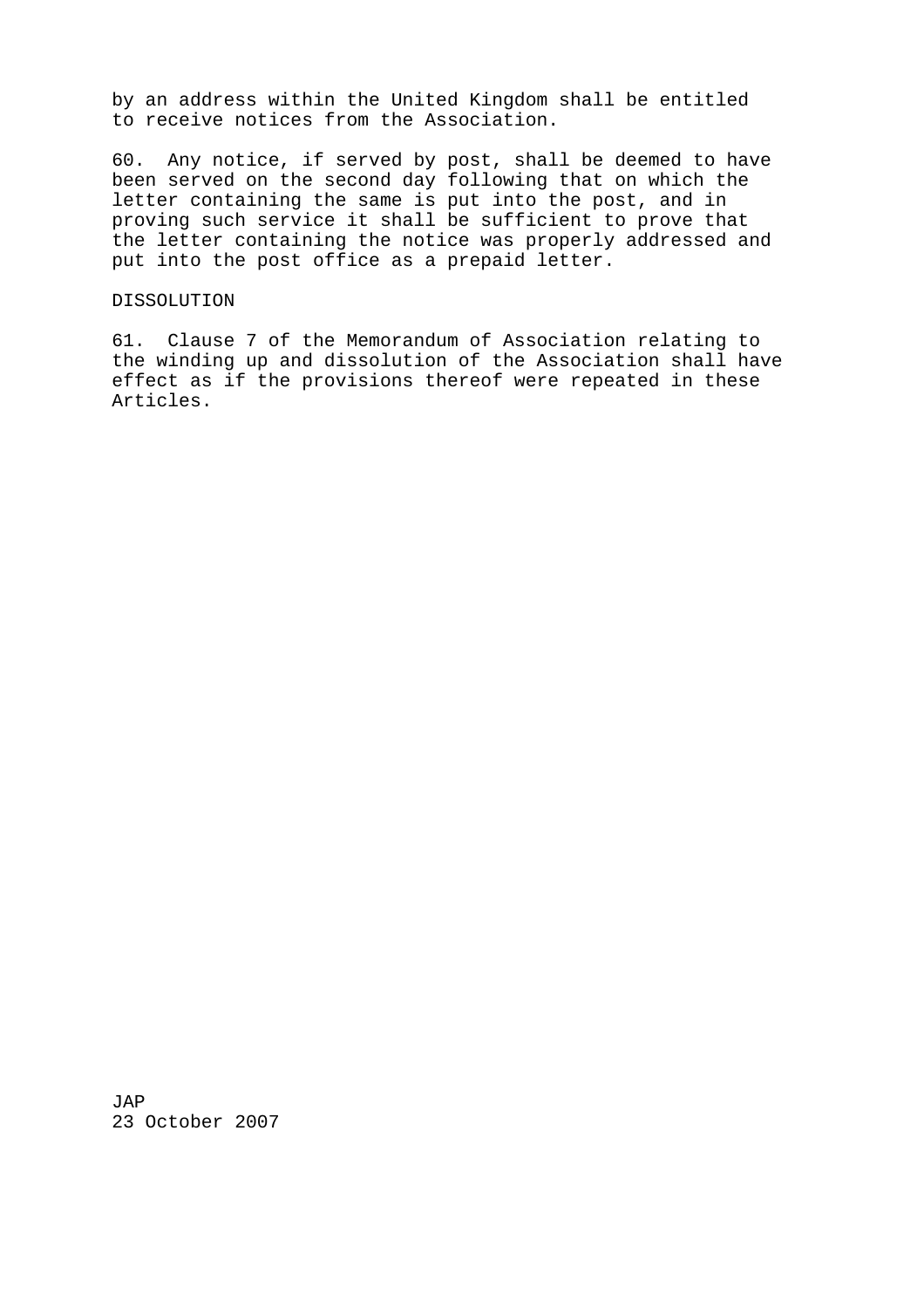by an address within the United Kingdom shall be entitled to receive notices from the Association.

60. Any notice, if served by post, shall be deemed to have been served on the second day following that on which the letter containing the same is put into the post, and in proving such service it shall be sufficient to prove that the letter containing the notice was properly addressed and put into the post office as a prepaid letter.

## DISSOLUTION

61. Clause 7 of the Memorandum of Association relating to the winding up and dissolution of the Association shall have effect as if the provisions thereof were repeated in these Articles.

JAP
23 October 2007